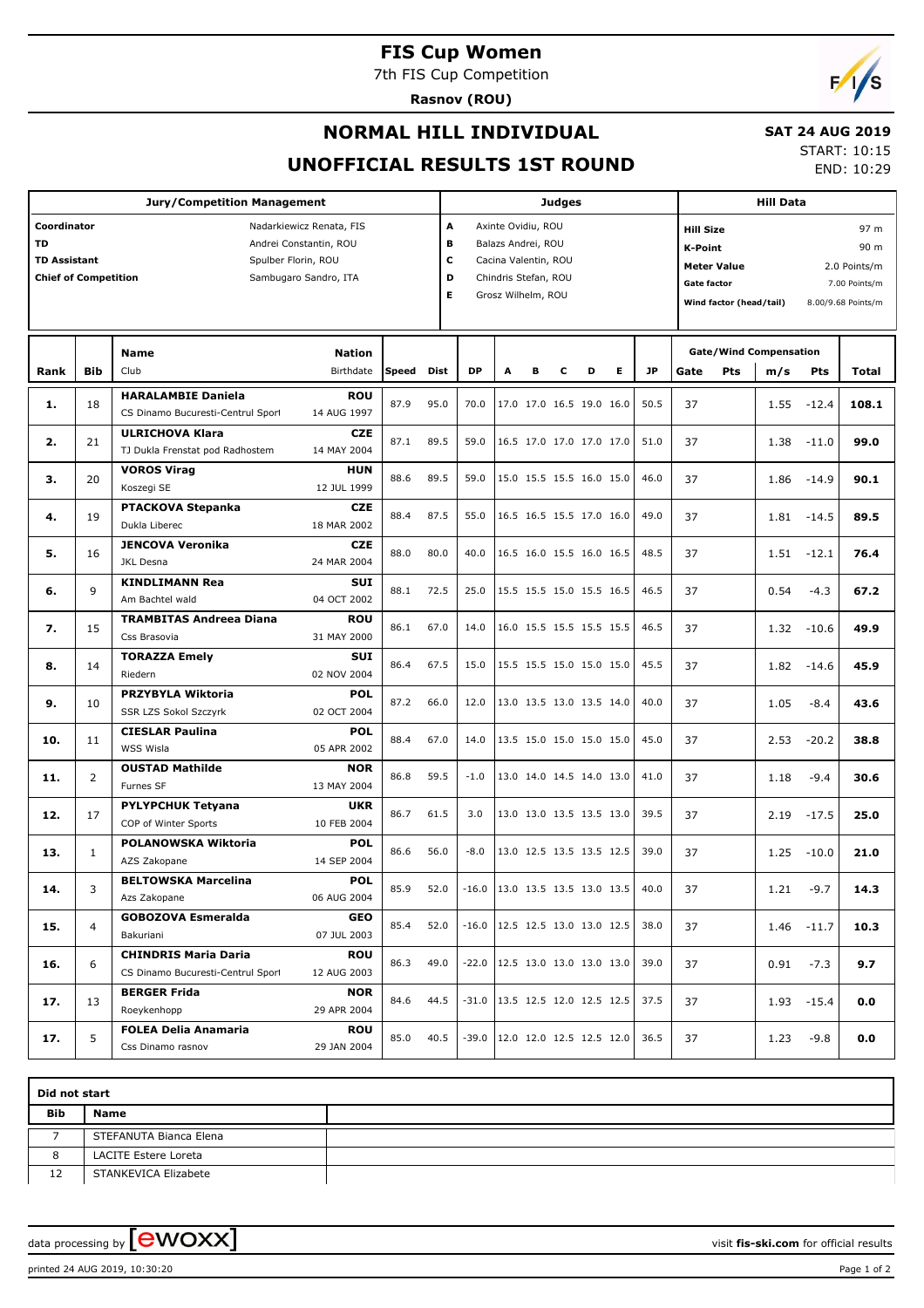# FIS Cup Women

7th FIS Cup Competition

**Rasnov (ROU)**

## NORMAL HILL INDIVIDUAL

**SAT 24 AUG 2019**

## UNOFFICIAL RESULTS 1ST ROUND

START: 10:15
END: 10:29

| Jury/Competition Management | | Judges | | Hill Data | |
|---|---|---|---|---|---|
| Coordinator | Nadarkiewicz Renata, FIS | A | Axinte Ovidiu, ROU | Hill Size | 97 m |
| TD | Andrei Constantin, ROU | B | Balazs Andrei, ROU | K-Point | 90 m |
| TD Assistant | Spulber Florin, ROU | C | Cacina Valentin, ROU | Meter Value | 2.0 Points/m |
| Chief of Competition | Sambugaro Sandro, ITA | D | Chindris Stefan, ROU | Gate factor | 7.00 Points/m |
| | | E | Grosz Wilhelm, ROU | Wind factor (head/tail) | 8.00/9.68 Points/m |

| Rank | Bib | Name / Club | Nation / Birthdate | Speed | Dist | DP | A | B | C | D | E | JP | Gate | Pts | m/s | Pts | Total |
|---|---|---|---|---|---|---|---|---|---|---|---|---|---|---|---|---|---|
| 1. | 18 | **HARALAMBIE Daniela**<br>CS Dinamo Bucuresti-Centrul Sport | **ROU**<br>14 AUG 1997 | 87.9 | 95.0 | 70.0 | 17.0 | 17.0 | 16.5 | 19.0 | 16.0 | 50.5 | 37 | | 1.55 | -12.4 | **108.1** |
| 2. | 21 | **ULRICHOVA Klara**<br>TJ Dukla Frenstat pod Radhostem | **CZE**<br>14 MAY 2004 | 87.1 | 89.5 | 59.0 | 16.5 | 17.0 | 17.0 | 17.0 | 17.0 | 51.0 | 37 | | 1.38 | -11.0 | **99.0** |
| 3. | 20 | **VOROS Virag**<br>Koszegi SE | **HUN**<br>12 JUL 1999 | 88.6 | 89.5 | 59.0 | 15.0 | 15.5 | 15.5 | 16.0 | 15.0 | 46.0 | 37 | | 1.86 | -14.9 | **90.1** |
| 4. | 19 | **PTACKOVA Stepanka**<br>Dukla Liberec | **CZE**<br>18 MAR 2002 | 88.4 | 87.5 | 55.0 | 16.5 | 16.5 | 15.5 | 17.0 | 16.0 | 49.0 | 37 | | 1.81 | -14.5 | **89.5** |
| 5. | 16 | **JENCOVA Veronika**<br>JKL Desna | **CZE**<br>24 MAR 2004 | 88.0 | 80.0 | 40.0 | 16.5 | 16.0 | 15.5 | 16.0 | 16.5 | 48.5 | 37 | | 1.51 | -12.1 | **76.4** |
| 6. | 9 | **KINDLIMANN Rea**<br>Am Bachtel wald | **SUI**<br>04 OCT 2002 | 88.1 | 72.5 | 25.0 | 15.5 | 15.5 | 15.0 | 15.5 | 16.5 | 46.5 | 37 | | 0.54 | -4.3 | **67.2** |
| 7. | 15 | **TRAMBITAS Andreea Diana**<br>Css Brasovia | **ROU**<br>31 MAY 2000 | 86.1 | 67.0 | 14.0 | 16.0 | 15.5 | 15.5 | 15.5 | 15.5 | 46.5 | 37 | | 1.32 | -10.6 | **49.9** |
| 8. | 14 | **TORAZZA Emely**<br>Riedern | **SUI**<br>02 NOV 2004 | 86.4 | 67.5 | 15.0 | 15.5 | 15.5 | 15.0 | 15.0 | 15.0 | 45.5 | 37 | | 1.82 | -14.6 | **45.9** |
| 9. | 10 | **PRZYBYLA Wiktoria**<br>SSR LZS Sokol Szczyrk | **POL**<br>02 OCT 2004 | 87.2 | 66.0 | 12.0 | 13.0 | 13.5 | 13.0 | 13.5 | 14.0 | 40.0 | 37 | | 1.05 | -8.4 | **43.6** |
| 10. | 11 | **CIESLAR Paulina**<br>WSS Wisla | **POL**<br>05 APR 2002 | 88.4 | 67.0 | 14.0 | 13.5 | 15.0 | 15.0 | 15.0 | 15.0 | 45.0 | 37 | | 2.53 | -20.2 | **38.8** |
| 11. | 2 | **OUSTAD Mathilde**<br>Furnes SF | **NOR**<br>13 MAY 2004 | 86.8 | 59.5 | -1.0 | 13.0 | 14.0 | 14.5 | 14.0 | 13.0 | 41.0 | 37 | | 1.18 | -9.4 | **30.6** |
| 12. | 17 | **PYLYPCHUK Tetyana**<br>COP of Winter Sports | **UKR**<br>10 FEB 2004 | 86.7 | 61.5 | 3.0 | 13.0 | 13.0 | 13.5 | 13.5 | 13.0 | 39.5 | 37 | | 2.19 | -17.5 | **25.0** |
| 13. | 1 | **POLANOWSKA Wiktoria**<br>AZS Zakopane | **POL**<br>14 SEP 2004 | 86.6 | 56.0 | -8.0 | 13.0 | 12.5 | 13.5 | 13.5 | 12.5 | 39.0 | 37 | | 1.25 | -10.0 | **21.0** |
| 14. | 3 | **BELTOWSKA Marcelina**<br>Azs Zakopane | **POL**<br>06 AUG 2004 | 85.9 | 52.0 | -16.0 | 13.0 | 13.5 | 13.5 | 13.0 | 13.5 | 40.0 | 37 | | 1.21 | -9.7 | **14.3** |
| 15. | 4 | **GOBOZOVA Esmeralda**<br>Bakuriani | **GEO**<br>07 JUL 2003 | 85.4 | 52.0 | -16.0 | 12.5 | 12.5 | 13.0 | 13.0 | 12.5 | 38.0 | 37 | | 1.46 | -11.7 | **10.3** |
| 16. | 6 | **CHINDRIS Maria Daria**<br>CS Dinamo Bucuresti-Centrul Sport | **ROU**<br>12 AUG 2003 | 86.3 | 49.0 | -22.0 | 12.5 | 13.0 | 13.0 | 13.0 | 13.0 | 39.0 | 37 | | 0.91 | -7.3 | **9.7** |
| 17. | 13 | **BERGER Frida**<br>Roeykenhopp | **NOR**<br>29 APR 2004 | 84.6 | 44.5 | -31.0 | 13.5 | 12.5 | 12.0 | 12.5 | 12.5 | 37.5 | 37 | | 1.93 | -15.4 | **0.0** |
| 17. | 5 | **FOLEA Delia Anamaria**<br>Css Dinamo rasnov | **ROU**<br>29 JAN 2004 | 85.0 | 40.5 | -39.0 | 12.0 | 12.0 | 12.5 | 12.5 | 12.0 | 36.5 | 37 | | 1.23 | -9.8 | **0.0** |

**Did not start**

| Bib | Name |
|---|---|
| 7 | STEFANUTA Bianca Elena |
| 8 | LACITE Estere Loreta |
| 12 | STANKEVICA Elizabete |

data processing by EWOXX — visit **fis-ski.com** for official results

printed 24 AUG 2019, 10:30:20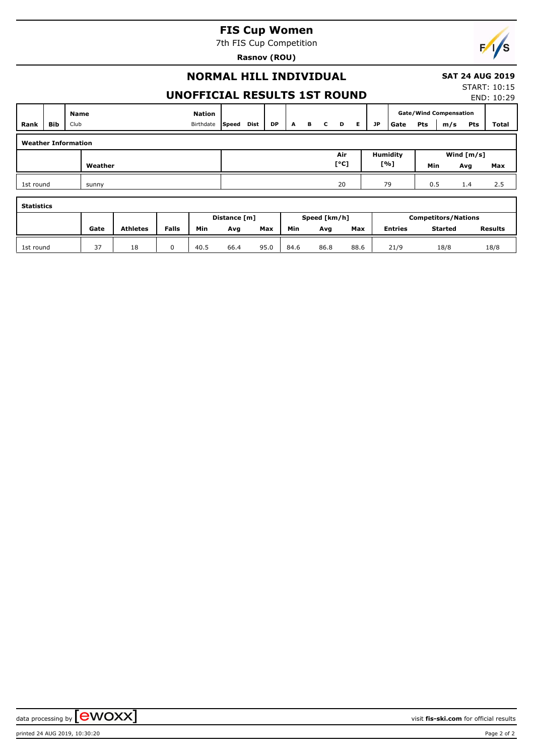# FIS Cup Women

7th FIS Cup Competition

**Rasnov (ROU)**

## NORMAL HILL INDIVIDUAL

**SAT 24 AUG 2019**

START: 10:15

END: 10:29

## UNOFFICIAL RESULTS 1ST ROUND

| Rank | Bib | Name Club | Nation Birthdate | Speed | Dist | DP | A | B | C | D | E | JP | Gate/Wind Compensation Gate | Pts | m/s | Pts | Total |
|---|---|---|---|---|---|---|---|---|---|---|---|---|---|---|---|---|---|

**Weather Information**

| | Weather | Air [°C] | Humidity [%] | Wind [m/s] Min | Avg | Max |
|---|---|---|---|---|---|---|
| 1st round | sunny | 20 | 79 | 0.5 | 1.4 | 2.5 |

**Statistics**

| | Gate | Athletes | Falls | Distance [m] Min | Avg | Max | Speed [km/h] Min | Avg | Max | Competitors/Nations Entries | Started | Results |
|---|---|---|---|---|---|---|---|---|---|---|---|---|
| 1st round | 37 | 18 | 0 | 40.5 | 66.4 | 95.0 | 84.6 | 86.8 | 88.6 | 21/9 | 18/8 | 18/8 |

data processing by [ewoxx]

visit **fis-ski.com** for official results

printed 24 AUG 2019, 10:30:20